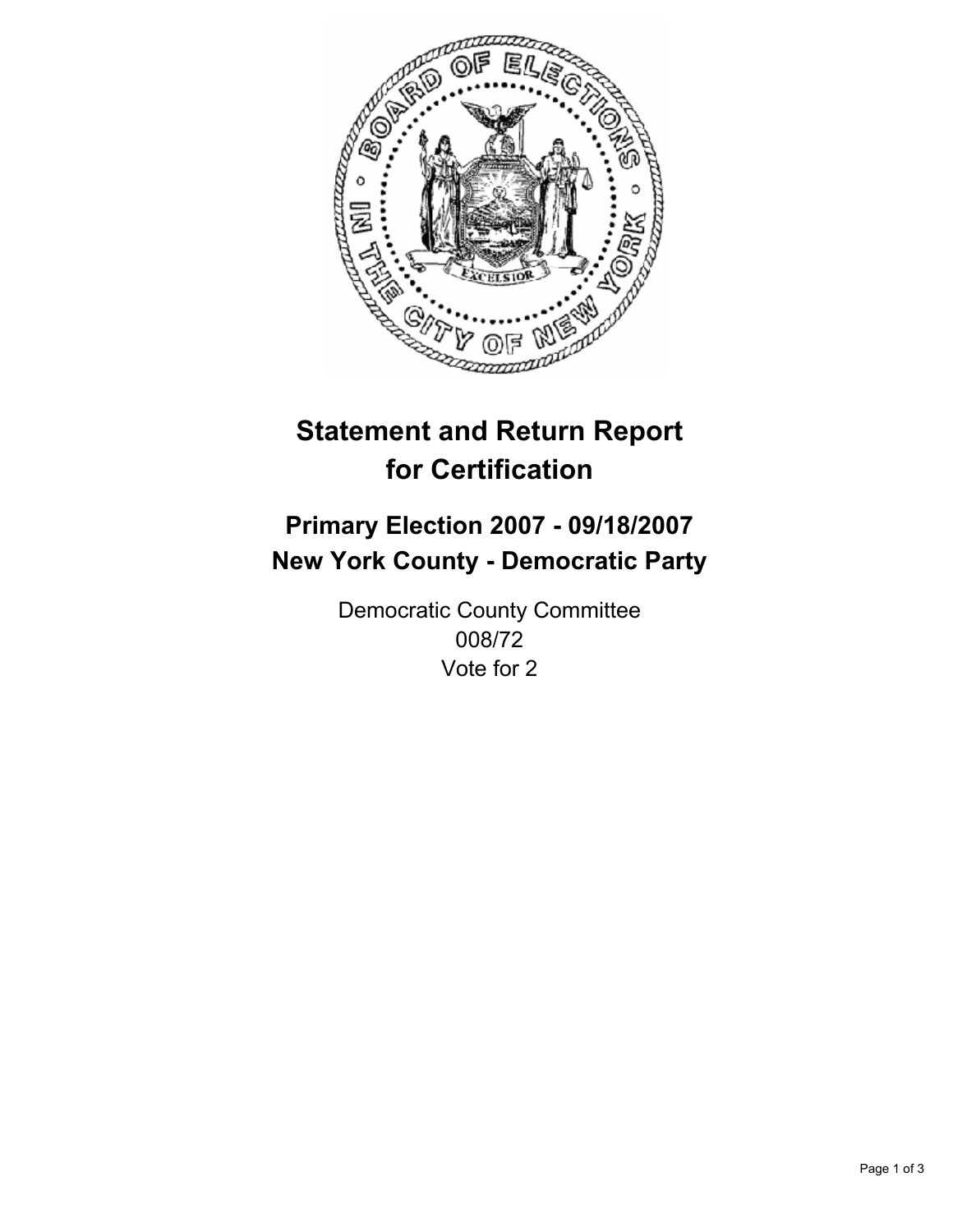# Statement and Return Report for Certification

## Primary Election 2007 - 09/18/2007
## New York County - Democratic Party

Democratic County Committee
008/72
Vote for 2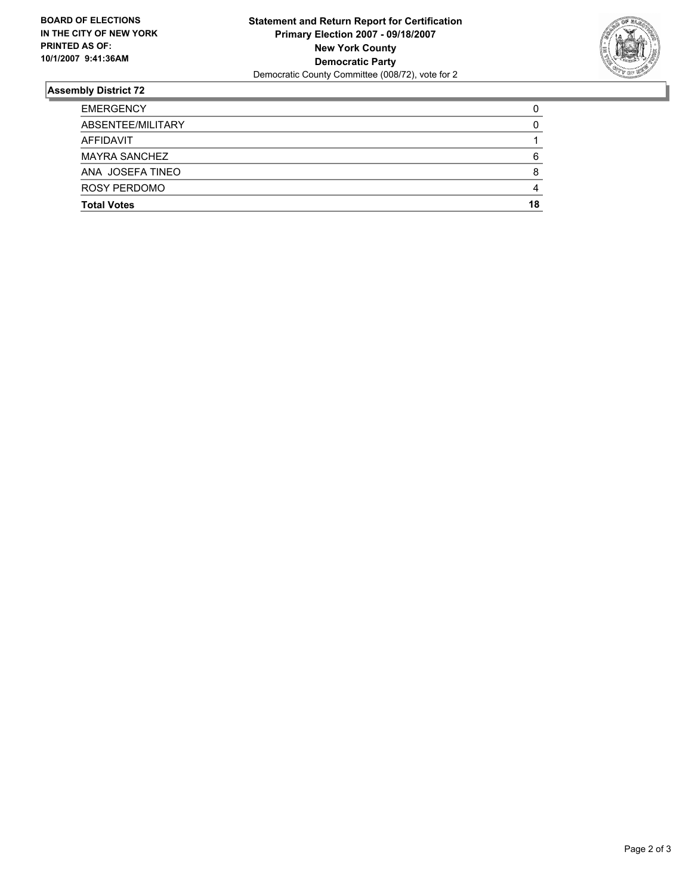**BOARD OF ELECTIONS IN THE CITY OF NEW YORK PRINTED AS OF: 10/1/2007 9:41:36AM**

**Statement and Return Report for Certification**
**Primary Election 2007 - 09/18/2007**
**New York County**
**Democratic Party**
Democratic County Committee (008/72), vote for 2

## Assembly District 72

| | |
|---|---|
| EMERGENCY | 0 |
| ABSENTEE/MILITARY | 0 |
| AFFIDAVIT | 1 |
| MAYRA SANCHEZ | 6 |
| ANA JOSEFA TINEO | 8 |
| ROSY PERDOMO | 4 |
| **Total Votes** | **18** |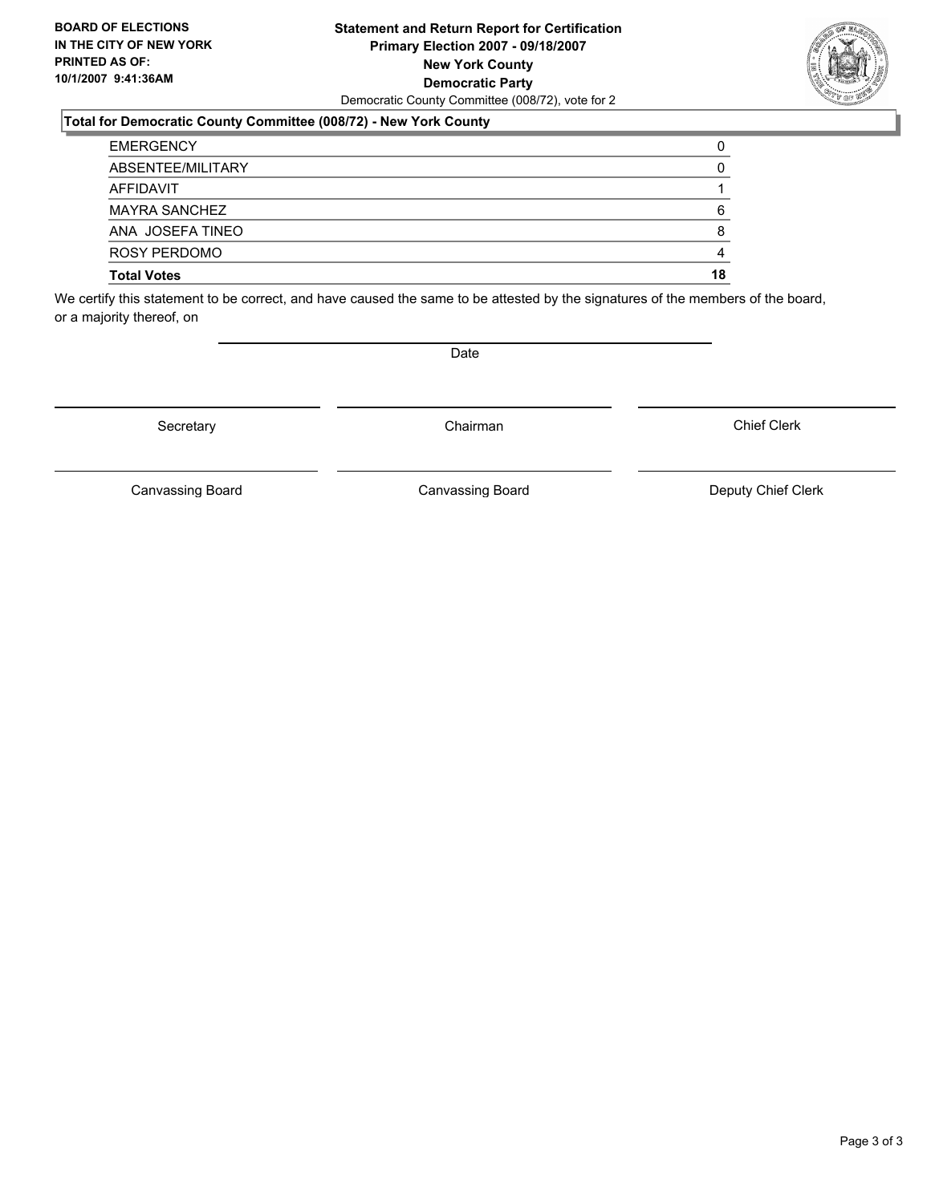**BOARD OF ELECTIONS IN THE CITY OF NEW YORK PRINTED AS OF: 10/1/2007 9:41:36AM**

**Statement and Return Report for Certification**
**Primary Election 2007 - 09/18/2007**
**New York County**
**Democratic Party**
Democratic County Committee (008/72), vote for 2

### Total for Democratic County Committee (008/72) - New York County

| | |
|---|---|
| EMERGENCY | 0 |
| ABSENTEE/MILITARY | 0 |
| AFFIDAVIT | 1 |
| MAYRA SANCHEZ | 6 |
| ANA JOSEFA TINEO | 8 |
| ROSY PERDOMO | 4 |
| **Total Votes** | **18** |

We certify this statement to be correct, and have caused the same to be attested by the signatures of the members of the board, or a majority thereof, on

Date

Secretary

Chairman

Chief Clerk

Canvassing Board

Canvassing Board

Deputy Chief Clerk